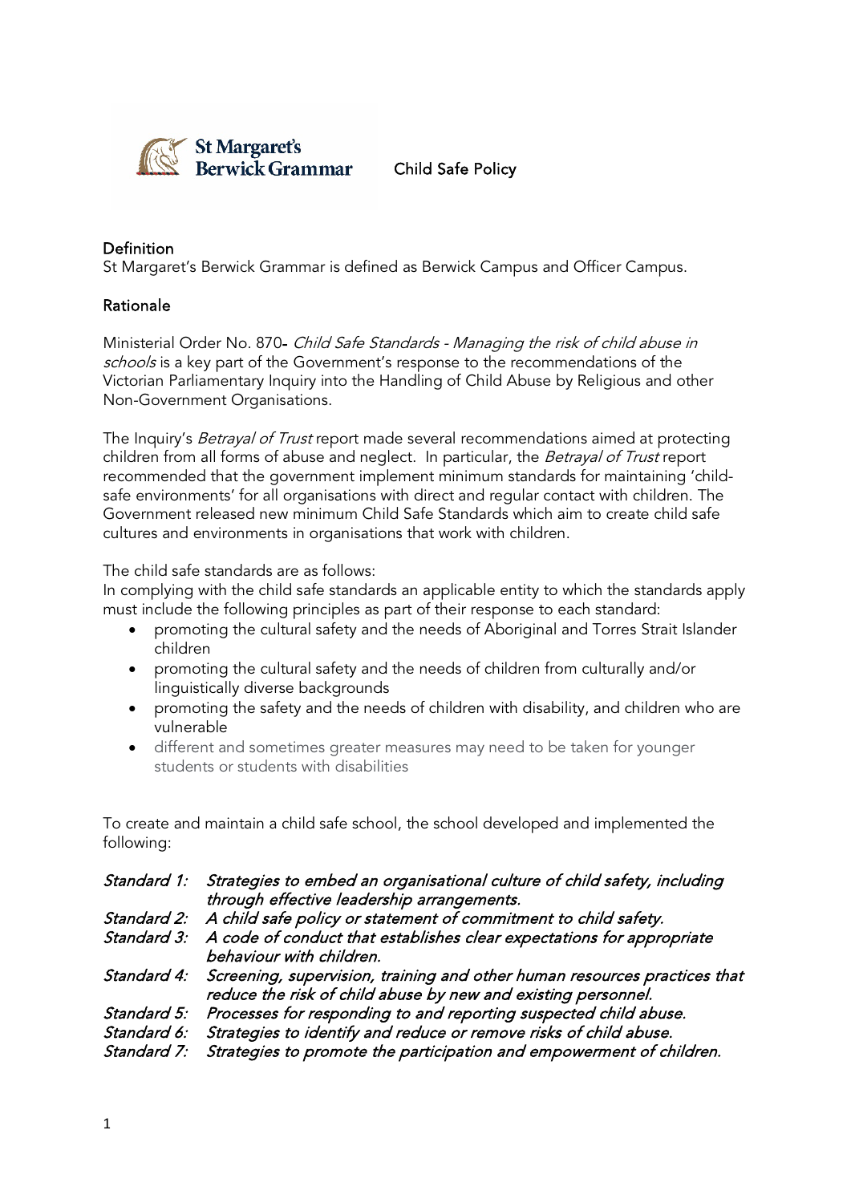St Margaret's Berwick Grammar

# Child Safe Policy

## Definition

St Margaret's Berwick Grammar is defined as Berwick Campus and Officer Campus.

## Rationale

Ministerial Order No. 870- *Child Safe Standards - Managing the risk of child abuse in schools* is a key part of the Government's response to the recommendations of the Victorian Parliamentary Inquiry into the Handling of Child Abuse by Religious and other Non-Government Organisations.

The Inquiry's *Betrayal of Trust* report made several recommendations aimed at protecting children from all forms of abuse and neglect. In particular, the *Betrayal of Trust* report recommended that the government implement minimum standards for maintaining 'child-safe environments' for all organisations with direct and regular contact with children. The Government released new minimum Child Safe Standards which aim to create child safe cultures and environments in organisations that work with children.

The child safe standards are as follows:
In complying with the child safe standards an applicable entity to which the standards apply must include the following principles as part of their response to each standard:

- promoting the cultural safety and the needs of Aboriginal and Torres Strait Islander children
- promoting the cultural safety and the needs of children from culturally and/or linguistically diverse backgrounds
- promoting the safety and the needs of children with disability, and children who are vulnerable
- different and sometimes greater measures may need to be taken for younger students or students with disabilities

To create and maintain a child safe school, the school developed and implemented the following:

*Standard 1: Strategies to embed an organisational culture of child safety, including through effective leadership arrangements.*
*Standard 2: A child safe policy or statement of commitment to child safety.*
*Standard 3: A code of conduct that establishes clear expectations for appropriate behaviour with children.*
*Standard 4: Screening, supervision, training and other human resources practices that reduce the risk of child abuse by new and existing personnel.*
*Standard 5: Processes for responding to and reporting suspected child abuse.*
*Standard 6: Strategies to identify and reduce or remove risks of child abuse.*
*Standard 7: Strategies to promote the participation and empowerment of children.*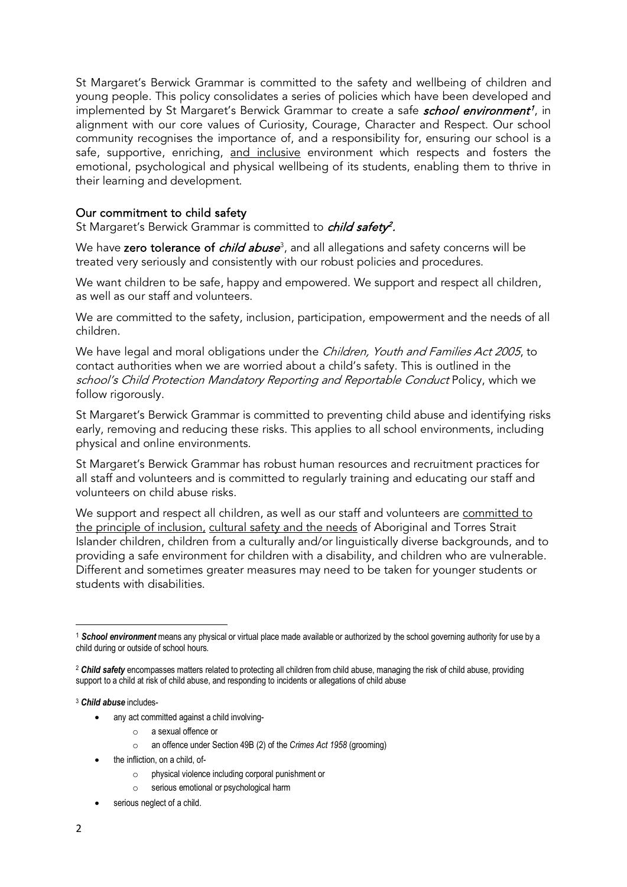St Margaret's Berwick Grammar is committed to the safety and wellbeing of children and young people. This policy consolidates a series of policies which have been developed and implemented by St Margaret's Berwick Grammar to create a safe ***school environment***[1], in alignment with our core values of Curiosity, Courage, Character and Respect. Our school community recognises the importance of, and a responsibility for, ensuring our school is a safe, supportive, enriching, and inclusive environment which respects and fosters the emotional, psychological and physical wellbeing of its students, enabling them to thrive in their learning and development.

## Our commitment to child safety

St Margaret's Berwick Grammar is committed to ***child safety***[2].

We have **zero tolerance of *child abuse***[3], and all allegations and safety concerns will be treated very seriously and consistently with our robust policies and procedures.

We want children to be safe, happy and empowered. We support and respect all children, as well as our staff and volunteers.

We are committed to the safety, inclusion, participation, empowerment and the needs of all children.

We have legal and moral obligations under the *Children, Youth and Families Act 2005*, to contact authorities when we are worried about a child's safety. This is outlined in the *school's Child Protection Mandatory Reporting and Reportable Conduct* Policy, which we follow rigorously.

St Margaret's Berwick Grammar is committed to preventing child abuse and identifying risks early, removing and reducing these risks. This applies to all school environments, including physical and online environments.

St Margaret's Berwick Grammar has robust human resources and recruitment practices for all staff and volunteers and is committed to regularly training and educating our staff and volunteers on child abuse risks.

We support and respect all children, as well as our staff and volunteers are committed to the principle of inclusion, cultural safety and the needs of Aboriginal and Torres Strait Islander children, children from a culturally and/or linguistically diverse backgrounds, and to providing a safe environment for children with a disability, and children who are vulnerable. Different and sometimes greater measures may need to be taken for younger students or students with disabilities.

---

[1] ***School environment*** means any physical or virtual place made available or authorized by the school governing authority for use by a child during or outside of school hours.

[2] ***Child safety*** encompasses matters related to protecting all children from child abuse, managing the risk of child abuse, providing support to a child at risk of child abuse, and responding to incidents or allegations of child abuse

[3] ***Child abuse*** includes-

- any act committed against a child involving-
  - a sexual offence or
  - an offence under Section 49B (2) of the *Crimes Act 1958* (grooming)
- the infliction, on a child, of-
  - physical violence including corporal punishment or
  - serious emotional or psychological harm
- serious neglect of a child.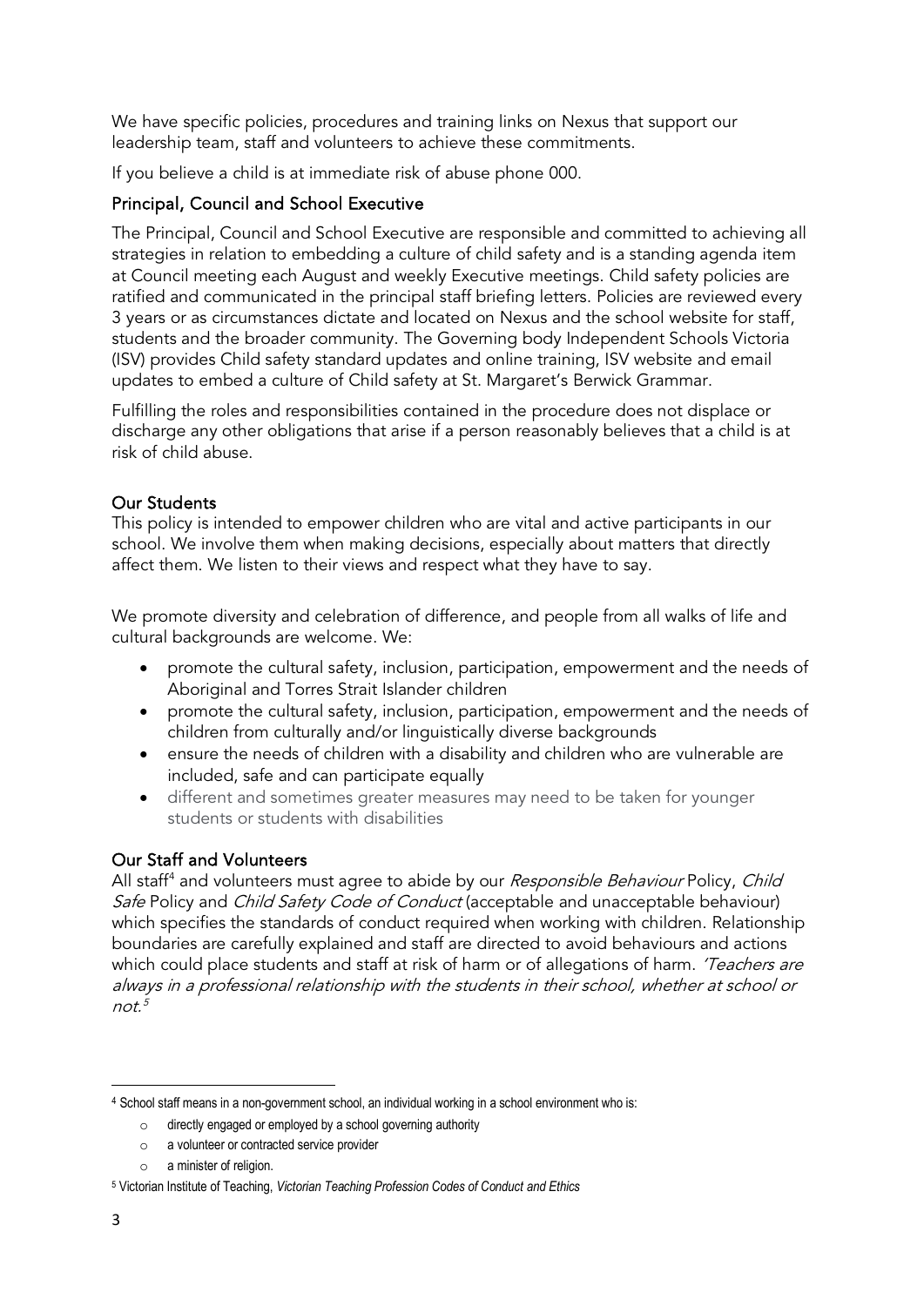We have specific policies, procedures and training links on Nexus that support our leadership team, staff and volunteers to achieve these commitments.

If you believe a child is at immediate risk of abuse phone 000.

## Principal, Council and School Executive

The Principal, Council and School Executive are responsible and committed to achieving all strategies in relation to embedding a culture of child safety and is a standing agenda item at Council meeting each August and weekly Executive meetings. Child safety policies are ratified and communicated in the principal staff briefing letters. Policies are reviewed every 3 years or as circumstances dictate and located on Nexus and the school website for staff, students and the broader community. The Governing body Independent Schools Victoria (ISV) provides Child safety standard updates and online training, ISV website and email updates to embed a culture of Child safety at St. Margaret's Berwick Grammar.

Fulfilling the roles and responsibilities contained in the procedure does not displace or discharge any other obligations that arise if a person reasonably believes that a child is at risk of child abuse.

## Our Students

This policy is intended to empower children who are vital and active participants in our school. We involve them when making decisions, especially about matters that directly affect them. We listen to their views and respect what they have to say.

We promote diversity and celebration of difference, and people from all walks of life and cultural backgrounds are welcome. We:

- promote the cultural safety, inclusion, participation, empowerment and the needs of Aboriginal and Torres Strait Islander children
- promote the cultural safety, inclusion, participation, empowerment and the needs of children from culturally and/or linguistically diverse backgrounds
- ensure the needs of children with a disability and children who are vulnerable are included, safe and can participate equally
- different and sometimes greater measures may need to be taken for younger students or students with disabilities

## Our Staff and Volunteers

All staff[4] and volunteers must agree to abide by our *Responsible Behaviour* Policy, *Child Safe* Policy and *Child Safety Code of Conduct* (acceptable and unacceptable behaviour) which specifies the standards of conduct required when working with children. Relationship boundaries are carefully explained and staff are directed to avoid behaviours and actions which could place students and staff at risk of harm or of allegations of harm. *'Teachers are always in a professional relationship with the students in their school, whether at school or not.*[5]

---

[4] School staff means in a non-government school, an individual working in a school environment who is:

- directly engaged or employed by a school governing authority
- a volunteer or contracted service provider
- a minister of religion.

[5] Victorian Institute of Teaching, *Victorian Teaching Profession Codes of Conduct and Ethics*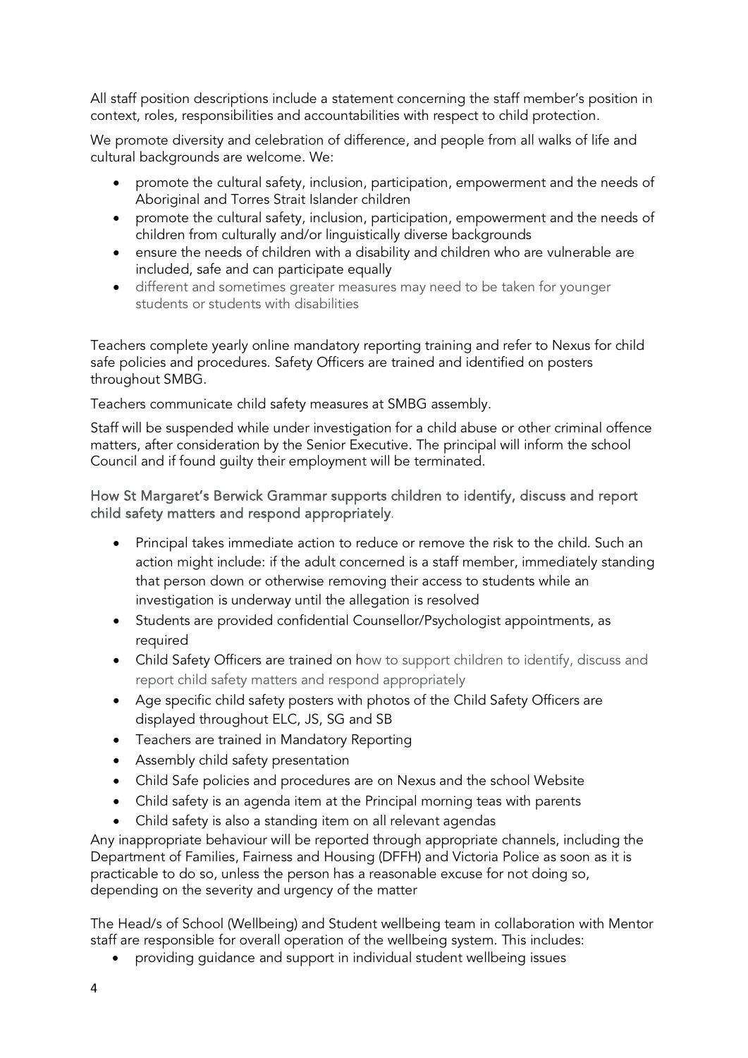All staff position descriptions include a statement concerning the staff member's position in context, roles, responsibilities and accountabilities with respect to child protection.

We promote diversity and celebration of difference, and people from all walks of life and cultural backgrounds are welcome. We:

- promote the cultural safety, inclusion, participation, empowerment and the needs of Aboriginal and Torres Strait Islander children
- promote the cultural safety, inclusion, participation, empowerment and the needs of children from culturally and/or linguistically diverse backgrounds
- ensure the needs of children with a disability and children who are vulnerable are included, safe and can participate equally
- different and sometimes greater measures may need to be taken for younger students or students with disabilities

Teachers complete yearly online mandatory reporting training and refer to Nexus for child safe policies and procedures. Safety Officers are trained and identified on posters throughout SMBG.

Teachers communicate child safety measures at SMBG assembly.

Staff will be suspended while under investigation for a child abuse or other criminal offence matters, after consideration by the Senior Executive. The principal will inform the school Council and if found guilty their employment will be terminated.

### How St Margaret's Berwick Grammar supports children to identify, discuss and report child safety matters and respond appropriately.

- Principal takes immediate action to reduce or remove the risk to the child. Such an action might include: if the adult concerned is a staff member, immediately standing that person down or otherwise removing their access to students while an investigation is underway until the allegation is resolved
- Students are provided confidential Counsellor/Psychologist appointments, as required
- Child Safety Officers are trained on how to support children to identify, discuss and report child safety matters and respond appropriately
- Age specific child safety posters with photos of the Child Safety Officers are displayed throughout ELC, JS, SG and SB
- Teachers are trained in Mandatory Reporting
- Assembly child safety presentation
- Child Safe policies and procedures are on Nexus and the school Website
- Child safety is an agenda item at the Principal morning teas with parents
- Child safety is also a standing item on all relevant agendas

Any inappropriate behaviour will be reported through appropriate channels, including the Department of Families, Fairness and Housing (DFFH) and Victoria Police as soon as it is practicable to do so, unless the person has a reasonable excuse for not doing so, depending on the severity and urgency of the matter

The Head/s of School (Wellbeing) and Student wellbeing team in collaboration with Mentor staff are responsible for overall operation of the wellbeing system. This includes:

- providing guidance and support in individual student wellbeing issues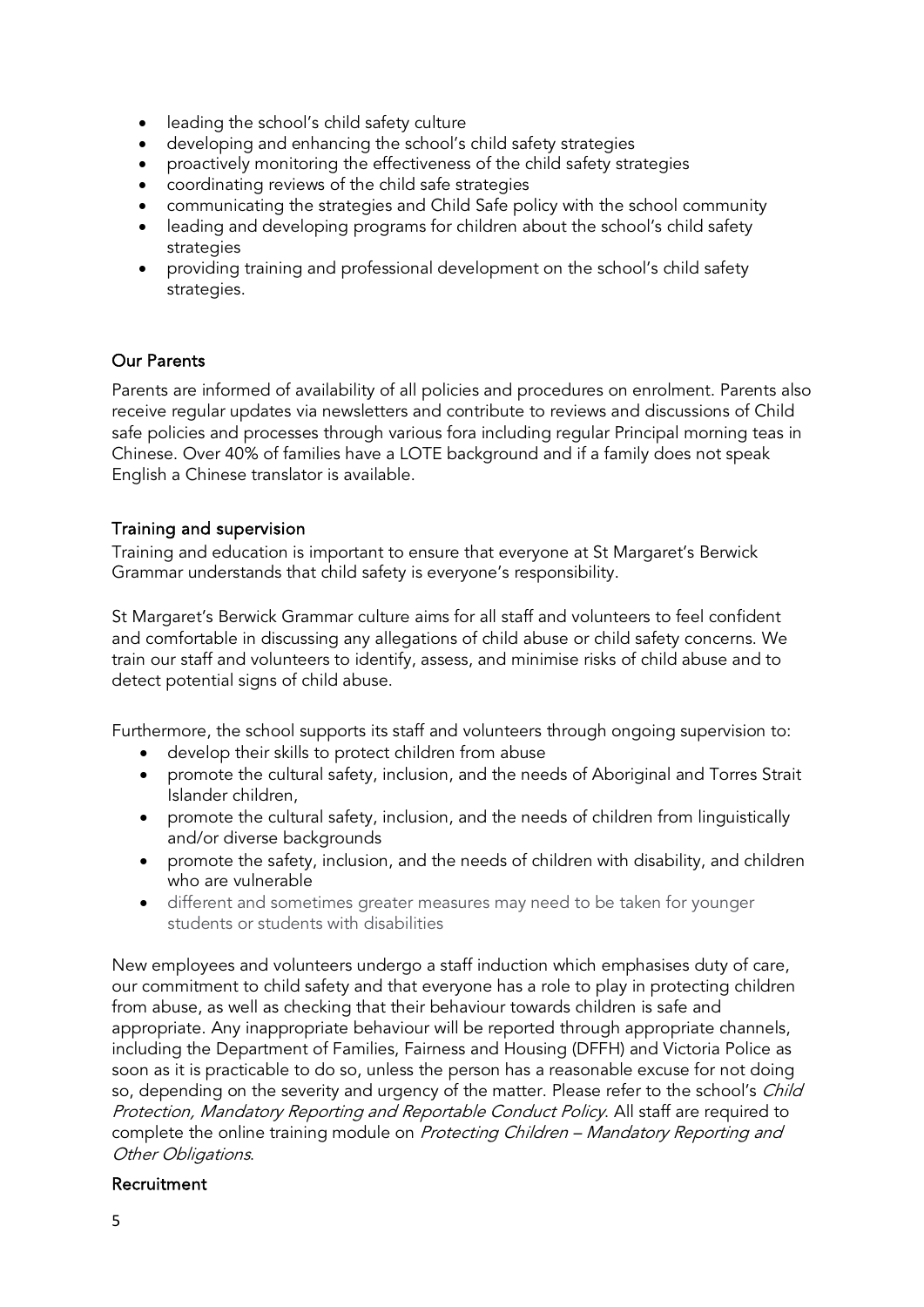- leading the school's child safety culture
- developing and enhancing the school's child safety strategies
- proactively monitoring the effectiveness of the child safety strategies
- coordinating reviews of the child safe strategies
- communicating the strategies and Child Safe policy with the school community
- leading and developing programs for children about the school's child safety strategies
- providing training and professional development on the school's child safety strategies.

## Our Parents

Parents are informed of availability of all policies and procedures on enrolment. Parents also receive regular updates via newsletters and contribute to reviews and discussions of Child safe policies and processes through various fora including regular Principal morning teas in Chinese. Over 40% of families have a LOTE background and if a family does not speak English a Chinese translator is available.

## Training and supervision

Training and education is important to ensure that everyone at St Margaret's Berwick Grammar understands that child safety is everyone's responsibility.

St Margaret's Berwick Grammar culture aims for all staff and volunteers to feel confident and comfortable in discussing any allegations of child abuse or child safety concerns. We train our staff and volunteers to identify, assess, and minimise risks of child abuse and to detect potential signs of child abuse.

Furthermore, the school supports its staff and volunteers through ongoing supervision to:

- develop their skills to protect children from abuse
- promote the cultural safety, inclusion, and the needs of Aboriginal and Torres Strait Islander children,
- promote the cultural safety, inclusion, and the needs of children from linguistically and/or diverse backgrounds
- promote the safety, inclusion, and the needs of children with disability, and children who are vulnerable
- different and sometimes greater measures may need to be taken for younger students or students with disabilities

New employees and volunteers undergo a staff induction which emphasises duty of care, our commitment to child safety and that everyone has a role to play in protecting children from abuse, as well as checking that their behaviour towards children is safe and appropriate. Any inappropriate behaviour will be reported through appropriate channels, including the Department of Families, Fairness and Housing (DFFH) and Victoria Police as soon as it is practicable to do so, unless the person has a reasonable excuse for not doing so, depending on the severity and urgency of the matter. Please refer to the school's *Child Protection, Mandatory Reporting and Reportable Conduct Policy*. All staff are required to complete the online training module on *Protecting Children – Mandatory Reporting and Other Obligations*.

## Recruitment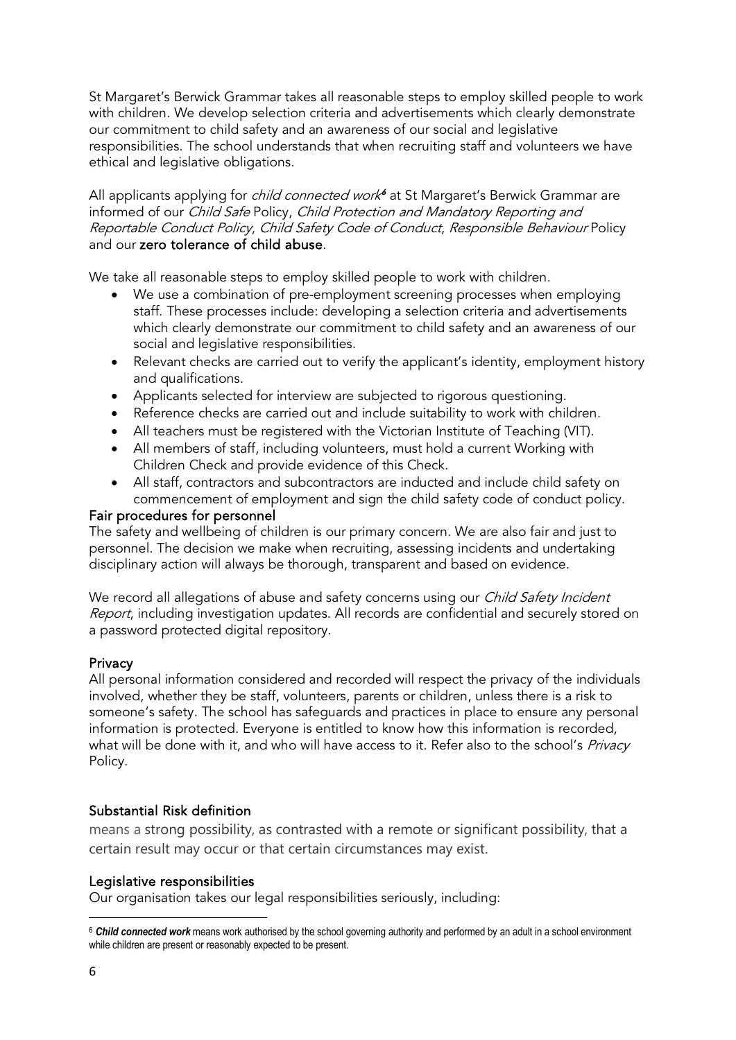St Margaret's Berwick Grammar takes all reasonable steps to employ skilled people to work with children. We develop selection criteria and advertisements which clearly demonstrate our commitment to child safety and an awareness of our social and legislative responsibilities. The school understands that when recruiting staff and volunteers we have ethical and legislative obligations.

All applicants applying for *child connected work*[6] at St Margaret's Berwick Grammar are informed of our *Child Safe* Policy, *Child Protection and Mandatory Reporting and Reportable Conduct Policy*, *Child Safety Code of Conduct*, *Responsible Behaviour* Policy and our **zero tolerance of child abuse**.

We take all reasonable steps to employ skilled people to work with children.

- We use a combination of pre-employment screening processes when employing staff. These processes include: developing a selection criteria and advertisements which clearly demonstrate our commitment to child safety and an awareness of our social and legislative responsibilities.
- Relevant checks are carried out to verify the applicant's identity, employment history and qualifications.
- Applicants selected for interview are subjected to rigorous questioning.
- Reference checks are carried out and include suitability to work with children.
- All teachers must be registered with the Victorian Institute of Teaching (VIT).
- All members of staff, including volunteers, must hold a current Working with Children Check and provide evidence of this Check.
- All staff, contractors and subcontractors are inducted and include child safety on commencement of employment and sign the child safety code of conduct policy.

## Fair procedures for personnel

The safety and wellbeing of children is our primary concern. We are also fair and just to personnel. The decision we make when recruiting, assessing incidents and undertaking disciplinary action will always be thorough, transparent and based on evidence.

We record all allegations of abuse and safety concerns using our *Child Safety Incident Report*, including investigation updates. All records are confidential and securely stored on a password protected digital repository.

## Privacy

All personal information considered and recorded will respect the privacy of the individuals involved, whether they be staff, volunteers, parents or children, unless there is a risk to someone's safety. The school has safeguards and practices in place to ensure any personal information is protected. Everyone is entitled to know how this information is recorded, what will be done with it, and who will have access to it. Refer also to the school's *Privacy* Policy.

## Substantial Risk definition

means a strong possibility, as contrasted with a remote or significant possibility, that a certain result may occur or that certain circumstances may exist.

## Legislative responsibilities

Our organisation takes our legal responsibilities seriously, including:

[6] ***Child connected work*** means work authorised by the school governing authority and performed by an adult in a school environment while children are present or reasonably expected to be present.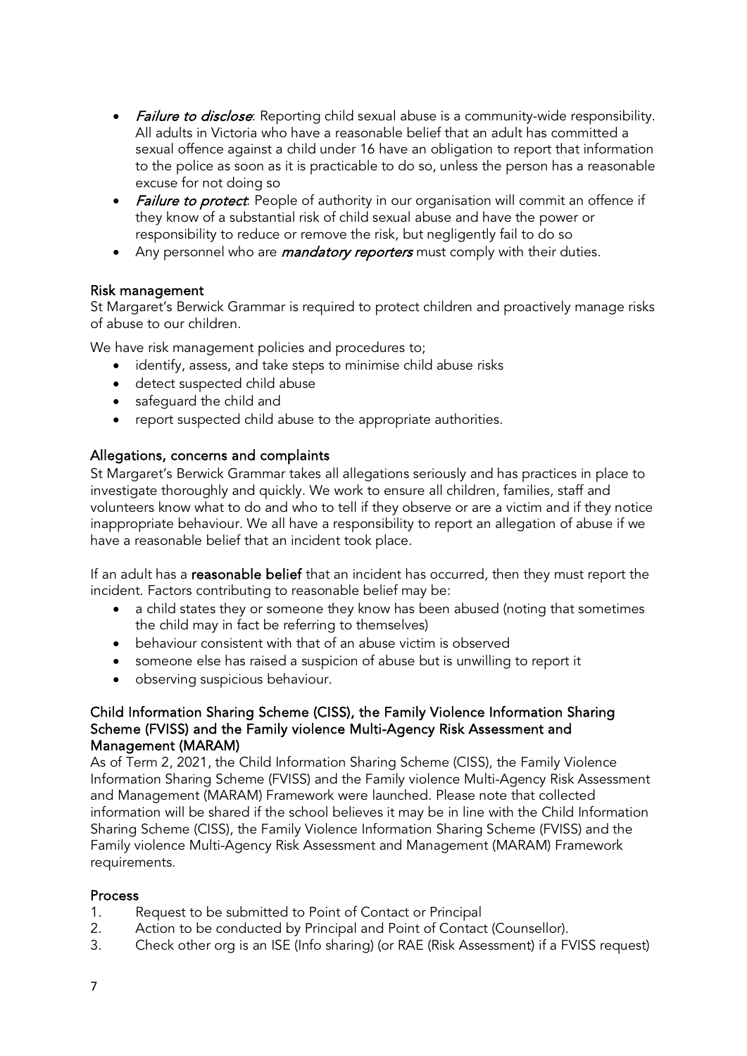- *Failure to disclose*: Reporting child sexual abuse is a community-wide responsibility. All adults in Victoria who have a reasonable belief that an adult has committed a sexual offence against a child under 16 have an obligation to report that information to the police as soon as it is practicable to do so, unless the person has a reasonable excuse for not doing so
- *Failure to protect*: People of authority in our organisation will commit an offence if they know of a substantial risk of child sexual abuse and have the power or responsibility to reduce or remove the risk, but negligently fail to do so
- Any personnel who are ***mandatory reporters*** must comply with their duties.

### Risk management

St Margaret's Berwick Grammar is required to protect children and proactively manage risks of abuse to our children.

We have risk management policies and procedures to;

- identify, assess, and take steps to minimise child abuse risks
- detect suspected child abuse
- safeguard the child and
- report suspected child abuse to the appropriate authorities.

### Allegations, concerns and complaints

St Margaret's Berwick Grammar takes all allegations seriously and has practices in place to investigate thoroughly and quickly. We work to ensure all children, families, staff and volunteers know what to do and who to tell if they observe or are a victim and if they notice inappropriate behaviour. We all have a responsibility to report an allegation of abuse if we have a reasonable belief that an incident took place.

If an adult has a **reasonable belief** that an incident has occurred, then they must report the incident. Factors contributing to reasonable belief may be:

- a child states they or someone they know has been abused (noting that sometimes the child may in fact be referring to themselves)
- behaviour consistent with that of an abuse victim is observed
- someone else has raised a suspicion of abuse but is unwilling to report it
- observing suspicious behaviour.

### Child Information Sharing Scheme (CISS), the Family Violence Information Sharing Scheme (FVISS) and the Family violence Multi-Agency Risk Assessment and Management (MARAM)

As of Term 2, 2021, the Child Information Sharing Scheme (CISS), the Family Violence Information Sharing Scheme (FVISS) and the Family violence Multi-Agency Risk Assessment and Management (MARAM) Framework were launched. Please note that collected information will be shared if the school believes it may be in line with the Child Information Sharing Scheme (CISS), the Family Violence Information Sharing Scheme (FVISS) and the Family violence Multi-Agency Risk Assessment and Management (MARAM) Framework requirements.

### Process

1. Request to be submitted to Point of Contact or Principal
2. Action to be conducted by Principal and Point of Contact (Counsellor).
3. Check other org is an ISE (Info sharing) (or RAE (Risk Assessment) if a FVISS request)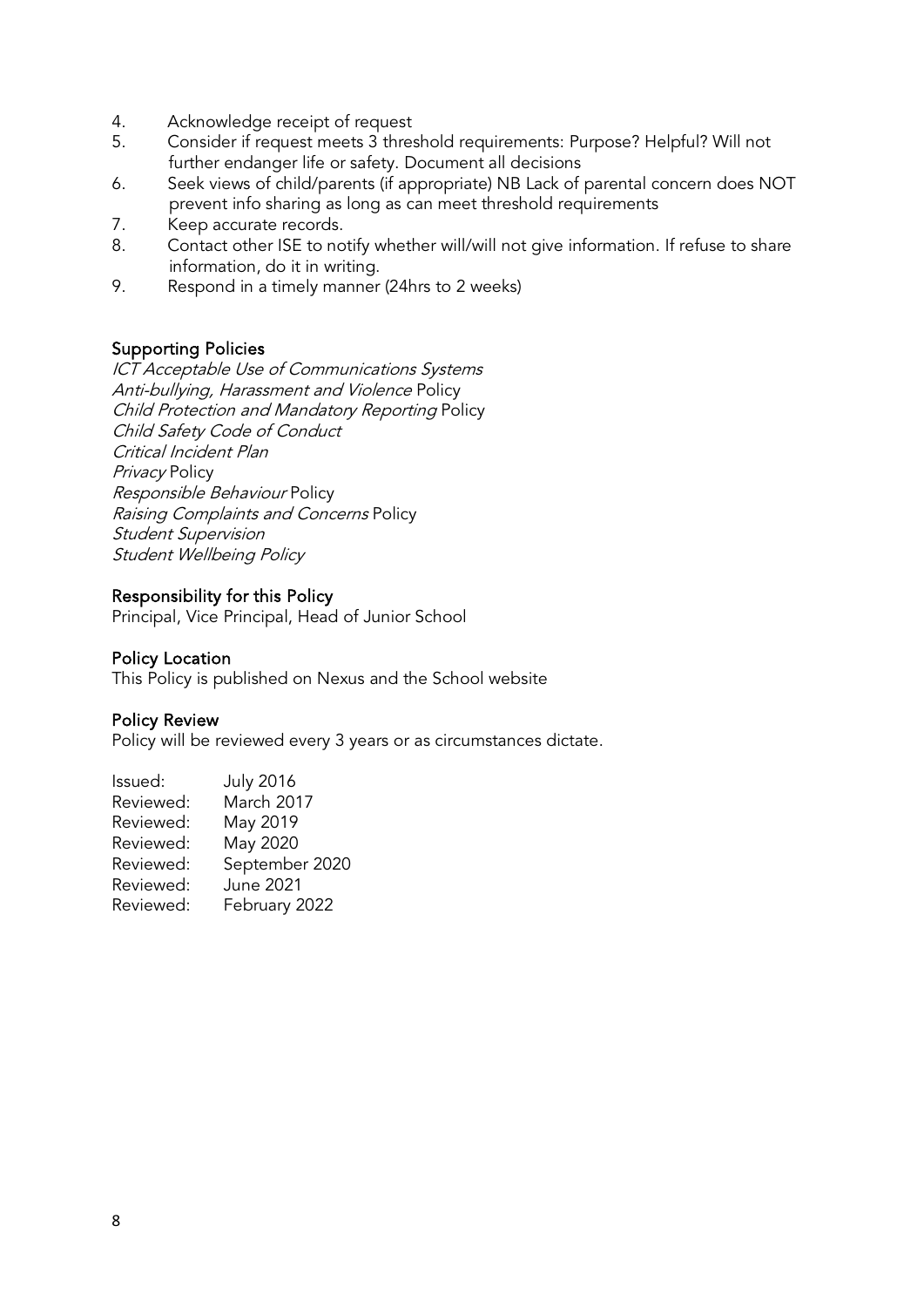4. Acknowledge receipt of request
5. Consider if request meets 3 threshold requirements: Purpose? Helpful? Will not further endanger life or safety. Document all decisions
6. Seek views of child/parents (if appropriate) NB Lack of parental concern does NOT prevent info sharing as long as can meet threshold requirements
7. Keep accurate records.
8. Contact other ISE to notify whether will/will not give information. If refuse to share information, do it in writing.
9. Respond in a timely manner (24hrs to 2 weeks)

## Supporting Policies

*ICT Acceptable Use of Communications Systems*
*Anti-bullying, Harassment and Violence* Policy
*Child Protection and Mandatory Reporting* Policy
*Child Safety Code of Conduct*
*Critical Incident Plan*
*Privacy* Policy
*Responsible Behaviour* Policy
*Raising Complaints and Concerns* Policy
*Student Supervision*
*Student Wellbeing Policy*

## Responsibility for this Policy

Principal, Vice Principal, Head of Junior School

## Policy Location

This Policy is published on Nexus and the School website

## Policy Review

Policy will be reviewed every 3 years or as circumstances dictate.

| | |
|---|---|
| Issued: | July 2016 |
| Reviewed: | March 2017 |
| Reviewed: | May 2019 |
| Reviewed: | May 2020 |
| Reviewed: | September 2020 |
| Reviewed: | June 2021 |
| Reviewed: | February 2022 |